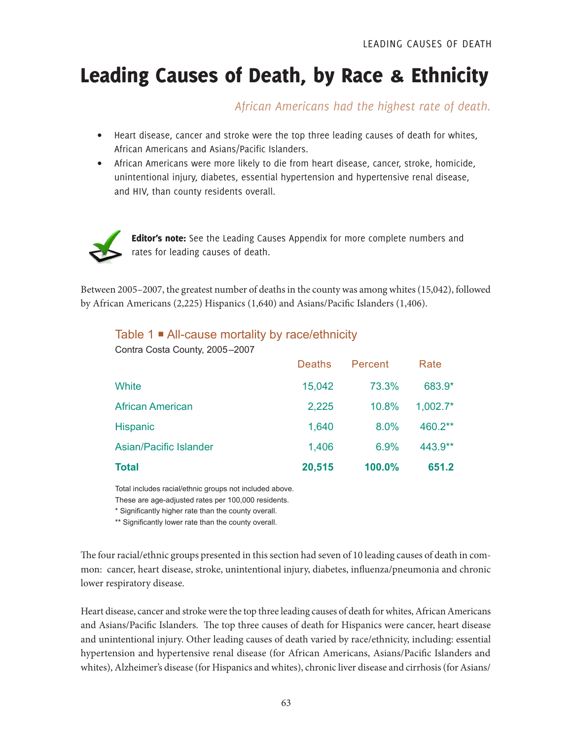# Leading Causes of Death, by Race & Ethnicity

*African Americans had the highest rate of death.*

- Heart disease, cancer and stroke were the top three leading causes of death for whites, African Americans and Asians/Pacific Islanders.
- African Americans were more likely to die from heart disease, cancer, stroke, homicide, unintentional injury, diabetes, essential hypertension and hypertensive renal disease, and HIV, than county residents overall.

**Editor's note:** See the Leading Causes Appendix for more complete numbers and rates for leading causes of death.

Between 2005–2007, the greatest number of deaths in the county was among whites (15,042), followed by African Americans (2,225) Hispanics (1,640) and Asians/Pacific Islanders (1,406).

### Table 1 ■ All-cause mortality by race/ethnicity

Contra Costa County, 2005–2007

| | Deaths | Percent | Rate |
|---|---|---|---|
| White | 15,042 | 73.3% | 683.9* |
| African American | 2,225 | 10.8% | 1,002.7* |
| Hispanic | 1,640 | 8.0% | 460.2** |
| Asian/Pacific Islander | 1,406 | 6.9% | 443.9** |
| **Total** | **20,515** | **100.0%** | **651.2** |

Total includes racial/ethnic groups not included above.
These are age-adjusted rates per 100,000 residents.
* Significantly higher rate than the county overall.
** Significantly lower rate than the county overall.

The four racial/ethnic groups presented in this section had seven of 10 leading causes of death in common: cancer, heart disease, stroke, unintentional injury, diabetes, influenza/pneumonia and chronic lower respiratory disease.

Heart disease, cancer and stroke were the top three leading causes of death for whites, African Americans and Asians/Pacific Islanders. The top three causes of death for Hispanics were cancer, heart disease and unintentional injury. Other leading causes of death varied by race/ethnicity, including: essential hypertension and hypertensive renal disease (for African Americans, Asians/Pacific Islanders and whites), Alzheimer's disease (for Hispanics and whites), chronic liver disease and cirrhosis (for Asians/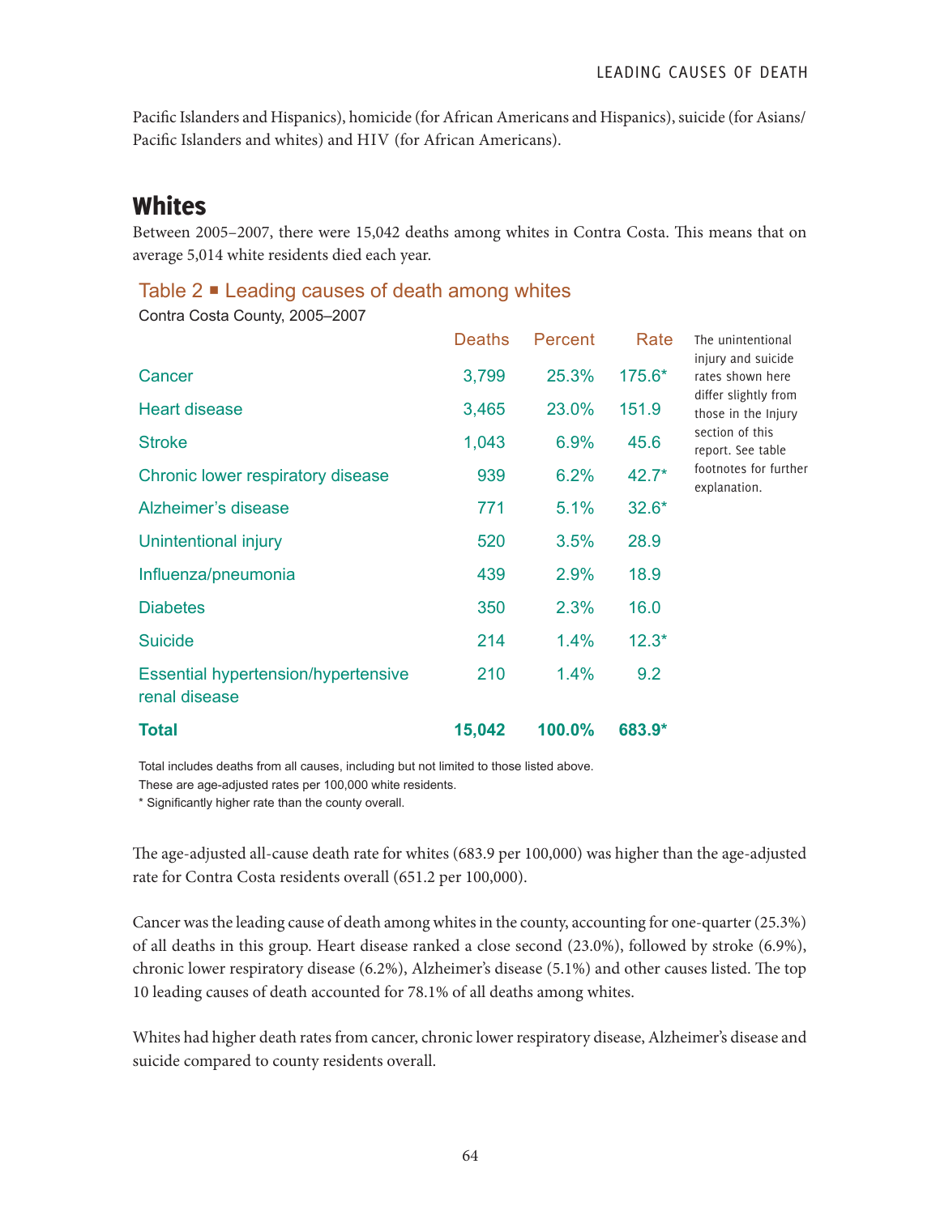Pacific Islanders and Hispanics), homicide (for African Americans and Hispanics), suicide (for Asians/Pacific Islanders and whites) and HIV (for African Americans).

## Whites

Between 2005–2007, there were 15,042 deaths among whites in Contra Costa. This means that on average 5,014 white residents died each year.

### Table 2 ■ Leading causes of death among whites

Contra Costa County, 2005–2007

| | Deaths | Percent | Rate |
|---|---|---|---|
| Cancer | 3,799 | 25.3% | 175.6* |
| Heart disease | 3,465 | 23.0% | 151.9 |
| Stroke | 1,043 | 6.9% | 45.6 |
| Chronic lower respiratory disease | 939 | 6.2% | 42.7* |
| Alzheimer's disease | 771 | 5.1% | 32.6* |
| Unintentional injury | 520 | 3.5% | 28.9 |
| Influenza/pneumonia | 439 | 2.9% | 18.9 |
| Diabetes | 350 | 2.3% | 16.0 |
| Suicide | 214 | 1.4% | 12.3* |
| Essential hypertension/hypertensive renal disease | 210 | 1.4% | 9.2 |
| **Total** | **15,042** | **100.0%** | **683.9*** |

The unintentional injury and suicide rates shown here differ slightly from those in the Injury section of this report. See table footnotes for further explanation.

Total includes deaths from all causes, including but not limited to those listed above.
These are age-adjusted rates per 100,000 white residents.
* Significantly higher rate than the county overall.

The age-adjusted all-cause death rate for whites (683.9 per 100,000) was higher than the age-adjusted rate for Contra Costa residents overall (651.2 per 100,000).

Cancer was the leading cause of death among whites in the county, accounting for one-quarter (25.3%) of all deaths in this group. Heart disease ranked a close second (23.0%), followed by stroke (6.9%), chronic lower respiratory disease (6.2%), Alzheimer's disease (5.1%) and other causes listed. The top 10 leading causes of death accounted for 78.1% of all deaths among whites.

Whites had higher death rates from cancer, chronic lower respiratory disease, Alzheimer's disease and suicide compared to county residents overall.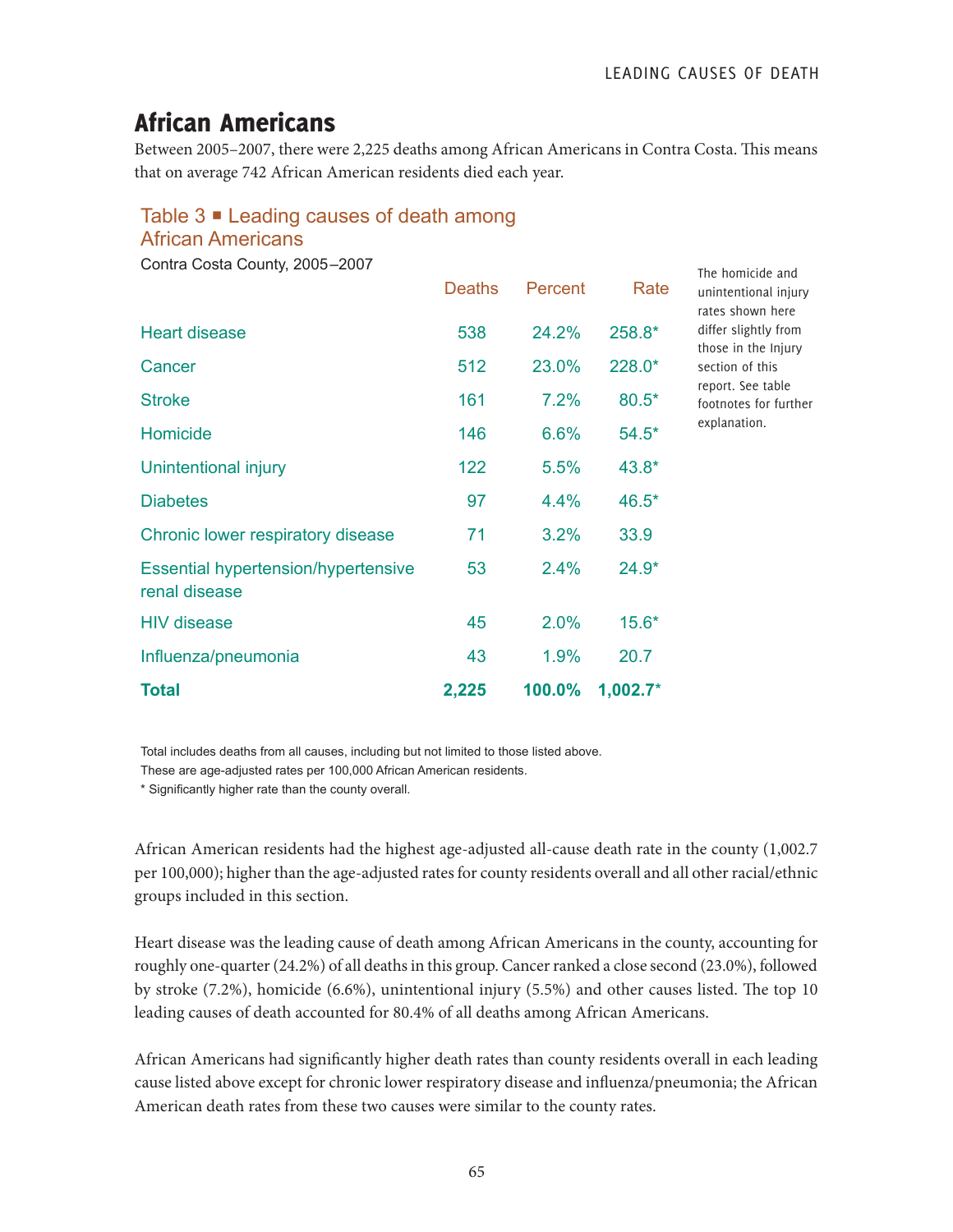## African Americans

Between 2005–2007, there were 2,225 deaths among African Americans in Contra Costa. This means that on average 742 African American residents died each year.

### Table 3 ■ Leading causes of death among African Americans

Contra Costa County, 2005–2007

| | Deaths | Percent | Rate |
|---|---|---|---|
| Heart disease | 538 | 24.2% | 258.8* |
| Cancer | 512 | 23.0% | 228.0* |
| Stroke | 161 | 7.2% | 80.5* |
| Homicide | 146 | 6.6% | 54.5* |
| Unintentional injury | 122 | 5.5% | 43.8* |
| Diabetes | 97 | 4.4% | 46.5* |
| Chronic lower respiratory disease | 71 | 3.2% | 33.9 |
| Essential hypertension/hypertensive renal disease | 53 | 2.4% | 24.9* |
| HIV disease | 45 | 2.0% | 15.6* |
| Influenza/pneumonia | 43 | 1.9% | 20.7 |
| **Total** | **2,225** | **100.0%** | **1,002.7*** |

Total includes deaths from all causes, including but not limited to those listed above.
These are age-adjusted rates per 100,000 African American residents.
* Significantly higher rate than the county overall.

The homicide and unintentional injury rates shown here differ slightly from those in the Injury section of this report. See table footnotes for further explanation.

African American residents had the highest age-adjusted all-cause death rate in the county (1,002.7 per 100,000); higher than the age-adjusted rates for county residents overall and all other racial/ethnic groups included in this section.

Heart disease was the leading cause of death among African Americans in the county, accounting for roughly one-quarter (24.2%) of all deaths in this group. Cancer ranked a close second (23.0%), followed by stroke (7.2%), homicide (6.6%), unintentional injury (5.5%) and other causes listed. The top 10 leading causes of death accounted for 80.4% of all deaths among African Americans.

African Americans had significantly higher death rates than county residents overall in each leading cause listed above except for chronic lower respiratory disease and influenza/pneumonia; the African American death rates from these two causes were similar to the county rates.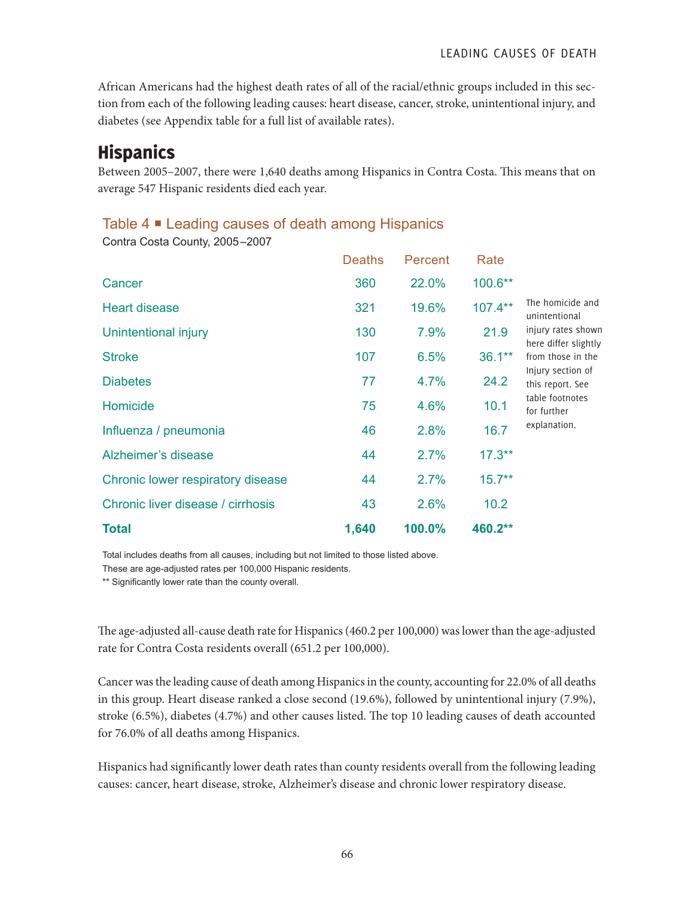African Americans had the highest death rates of all of the racial/ethnic groups included in this section from each of the following leading causes: heart disease, cancer, stroke, unintentional injury, and diabetes (see Appendix table for a full list of available rates).

## Hispanics

Between 2005–2007, there were 1,640 deaths among Hispanics in Contra Costa. This means that on average 547 Hispanic residents died each year.

### Table 4 ■ Leading causes of death among Hispanics

Contra Costa County, 2005–2007

| | Deaths | Percent | Rate |
|---|---|---|---|
| Cancer | 360 | 22.0% | 100.6** |
| Heart disease | 321 | 19.6% | 107.4** |
| Unintentional injury | 130 | 7.9% | 21.9 |
| Stroke | 107 | 6.5% | 36.1** |
| Diabetes | 77 | 4.7% | 24.2 |
| Homicide | 75 | 4.6% | 10.1 |
| Influenza / pneumonia | 46 | 2.8% | 16.7 |
| Alzheimer's disease | 44 | 2.7% | 17.3** |
| Chronic lower respiratory disease | 44 | 2.7% | 15.7** |
| Chronic liver disease / cirrhosis | 43 | 2.6% | 10.2 |
| **Total** | **1,640** | **100.0%** | **460.2**** |

Total includes deaths from all causes, including but not limited to those listed above.
These are age-adjusted rates per 100,000 Hispanic residents.
** Significantly lower rate than the county overall.

The homicide and unintentional injury rates shown here differ slightly from those in the Injury section of this report. See table footnotes for further explanation.

The age-adjusted all-cause death rate for Hispanics (460.2 per 100,000) was lower than the age-adjusted rate for Contra Costa residents overall (651.2 per 100,000).

Cancer was the leading cause of death among Hispanics in the county, accounting for 22.0% of all deaths in this group. Heart disease ranked a close second (19.6%), followed by unintentional injury (7.9%), stroke (6.5%), diabetes (4.7%) and other causes listed. The top 10 leading causes of death accounted for 76.0% of all deaths among Hispanics.

Hispanics had significantly lower death rates than county residents overall from the following leading causes: cancer, heart disease, stroke, Alzheimer's disease and chronic lower respiratory disease.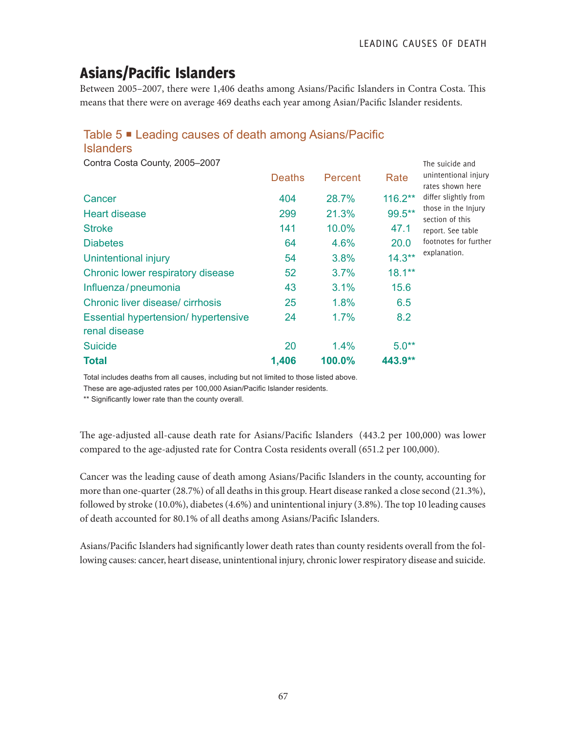## Asians/Pacific Islanders

Between 2005–2007, there were 1,406 deaths among Asians/Pacific Islanders in Contra Costa. This means that there were on average 469 deaths each year among Asian/Pacific Islander residents.

### Table 5 ■ Leading causes of death among Asians/Pacific Islanders

Contra Costa County, 2005–2007

| | Deaths | Percent | Rate |
|---|---|---|---|
| Cancer | 404 | 28.7% | 116.2** |
| Heart disease | 299 | 21.3% | 99.5** |
| Stroke | 141 | 10.0% | 47.1 |
| Diabetes | 64 | 4.6% | 20.0 |
| Unintentional injury | 54 | 3.8% | 14.3** |
| Chronic lower respiratory disease | 52 | 3.7% | 18.1** |
| Influenza / pneumonia | 43 | 3.1% | 15.6 |
| Chronic liver disease/ cirrhosis | 25 | 1.8% | 6.5 |
| Essential hypertension/ hypertensive renal disease | 24 | 1.7% | 8.2 |
| Suicide | 20 | 1.4% | 5.0** |
| **Total** | **1,406** | **100.0%** | **443.9**** |

Total includes deaths from all causes, including but not limited to those listed above.
These are age-adjusted rates per 100,000 Asian/Pacific Islander residents.
** Significantly lower rate than the county overall.

The suicide and unintentional injury rates shown here differ slightly from those in the Injury section of this report. See table footnotes for further explanation.

The age-adjusted all-cause death rate for Asians/Pacific Islanders (443.2 per 100,000) was lower compared to the age-adjusted rate for Contra Costa residents overall (651.2 per 100,000).

Cancer was the leading cause of death among Asians/Pacific Islanders in the county, accounting for more than one-quarter (28.7%) of all deaths in this group. Heart disease ranked a close second (21.3%), followed by stroke (10.0%), diabetes (4.6%) and unintentional injury (3.8%). The top 10 leading causes of death accounted for 80.1% of all deaths among Asians/Pacific Islanders.

Asians/Pacific Islanders had significantly lower death rates than county residents overall from the following causes: cancer, heart disease, unintentional injury, chronic lower respiratory disease and suicide.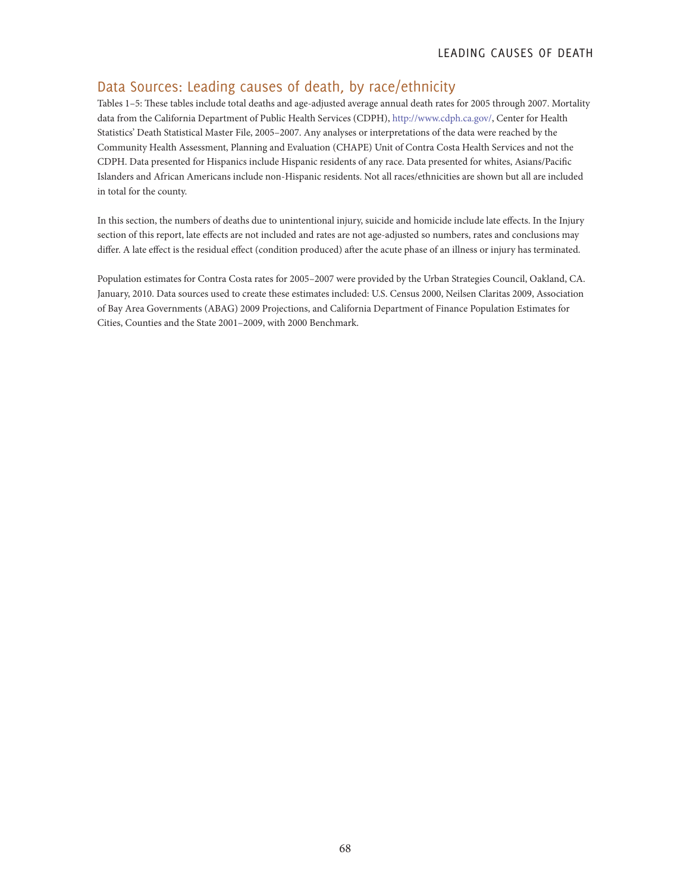## Data Sources: Leading causes of death, by race/ethnicity

Tables 1–5: These tables include total deaths and age-adjusted average annual death rates for 2005 through 2007. Mortality data from the California Department of Public Health Services (CDPH), http://www.cdph.ca.gov/, Center for Health Statistics' Death Statistical Master File, 2005–2007. Any analyses or interpretations of the data were reached by the Community Health Assessment, Planning and Evaluation (CHAPE) Unit of Contra Costa Health Services and not the CDPH. Data presented for Hispanics include Hispanic residents of any race. Data presented for whites, Asians/Pacific Islanders and African Americans include non-Hispanic residents. Not all races/ethnicities are shown but all are included in total for the county.

In this section, the numbers of deaths due to unintentional injury, suicide and homicide include late effects. In the Injury section of this report, late effects are not included and rates are not age-adjusted so numbers, rates and conclusions may differ. A late effect is the residual effect (condition produced) after the acute phase of an illness or injury has terminated.

Population estimates for Contra Costa rates for 2005–2007 were provided by the Urban Strategies Council, Oakland, CA. January, 2010. Data sources used to create these estimates included: U.S. Census 2000, Neilsen Claritas 2009, Association of Bay Area Governments (ABAG) 2009 Projections, and California Department of Finance Population Estimates for Cities, Counties and the State 2001–2009, with 2000 Benchmark.